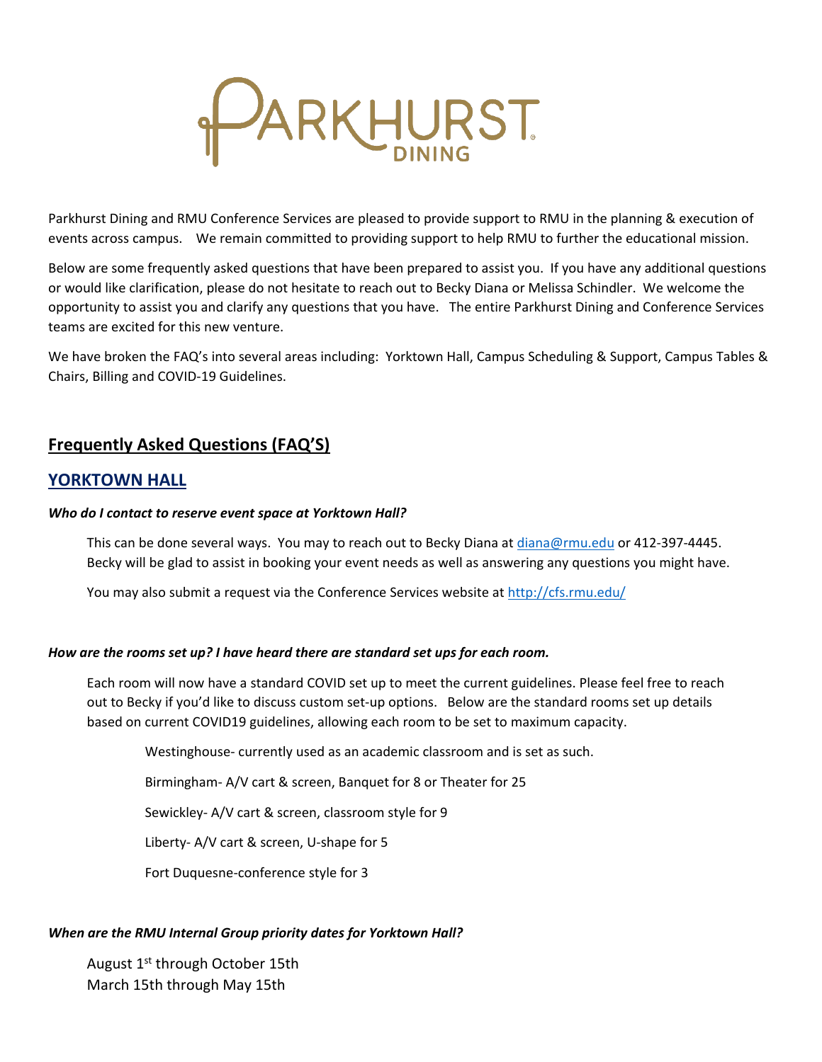# PARKHURST DINING

Parkhurst Dining and RMU Conference Services are pleased to provide support to RMU in the planning & execution of events across campus. We remain committed to providing support to help RMU to further the educational mission.

Below are some frequently asked questions that have been prepared to assist you. If you have any additional questions or would like clarification, please do not hesitate to reach out to Becky Diana or Melissa Schindler. We welcome the opportunity to assist you and clarify any questions that you have. The entire Parkhurst Dining and Conference Services teams are excited for this new venture.

We have broken the FAQ's into several areas including: Yorktown Hall, Campus Scheduling & Support, Campus Tables & Chairs, Billing and COVID-19 Guidelines.

## Frequently Asked Questions (FAQ'S)

## YORKTOWN HALL

***Who do I contact to reserve event space at Yorktown Hall?***

This can be done several ways. You may to reach out to Becky Diana at diana@rmu.edu or 412-397-4445. Becky will be glad to assist in booking your event needs as well as answering any questions you might have.

You may also submit a request via the Conference Services website at http://cfs.rmu.edu/

***How are the rooms set up? I have heard there are standard set ups for each room.***

Each room will now have a standard COVID set up to meet the current guidelines. Please feel free to reach out to Becky if you'd like to discuss custom set-up options. Below are the standard rooms set up details based on current COVID19 guidelines, allowing each room to be set to maximum capacity.

Westinghouse- currently used as an academic classroom and is set as such.

Birmingham- A/V cart & screen, Banquet for 8 or Theater for 25

Sewickley- A/V cart & screen, classroom style for 9

Liberty- A/V cart & screen, U-shape for 5

Fort Duquesne-conference style for 3

***When are the RMU Internal Group priority dates for Yorktown Hall?***

August 1st through October 15th
March 15th through May 15th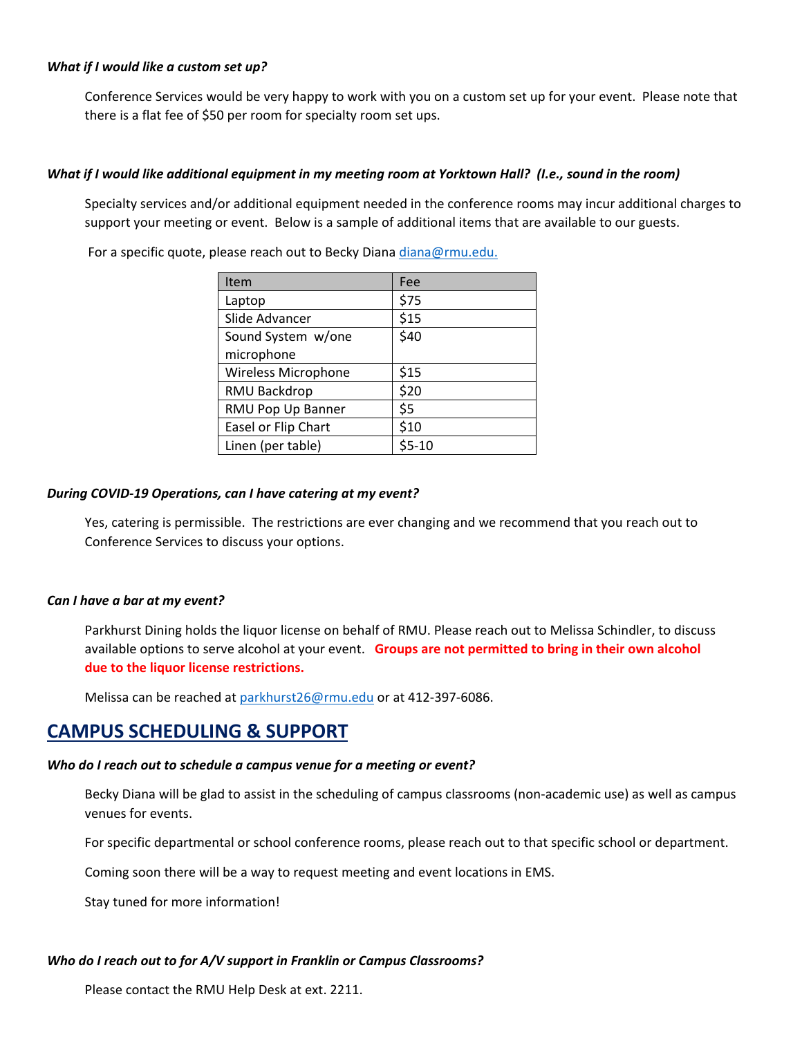***What if I would like a custom set up?***

Conference Services would be very happy to work with you on a custom set up for your event. Please note that there is a flat fee of $50 per room for specialty room set ups.

***What if I would like additional equipment in my meeting room at Yorktown Hall? (I.e., sound in the room)***

Specialty services and/or additional equipment needed in the conference rooms may incur additional charges to support your meeting or event. Below is a sample of additional items that are available to our guests.

For a specific quote, please reach out to Becky Diana [diana@rmu.edu.](mailto:diana@rmu.edu)

| Item | Fee |
|---|---|
| Laptop | $75 |
| Slide Advancer | $15 |
| Sound System w/one microphone | $40 |
| Wireless Microphone | $15 |
| RMU Backdrop | $20 |
| RMU Pop Up Banner | $5 |
| Easel or Flip Chart | $10 |
| Linen (per table) | $5-10 |

***During COVID-19 Operations, can I have catering at my event?***

Yes, catering is permissible. The restrictions are ever changing and we recommend that you reach out to Conference Services to discuss your options.

***Can I have a bar at my event?***

Parkhurst Dining holds the liquor license on behalf of RMU. Please reach out to Melissa Schindler, to discuss available options to serve alcohol at your event. **Groups are not permitted to bring in their own alcohol due to the liquor license restrictions.**

Melissa can be reached at [parkhurst26@rmu.edu](mailto:parkhurst26@rmu.edu) or at 412-397-6086.

## CAMPUS SCHEDULING & SUPPORT

***Who do I reach out to schedule a campus venue for a meeting or event?***

Becky Diana will be glad to assist in the scheduling of campus classrooms (non-academic use) as well as campus venues for events.

For specific departmental or school conference rooms, please reach out to that specific school or department.

Coming soon there will be a way to request meeting and event locations in EMS.

Stay tuned for more information!

***Who do I reach out to for A/V support in Franklin or Campus Classrooms?***

Please contact the RMU Help Desk at ext. 2211.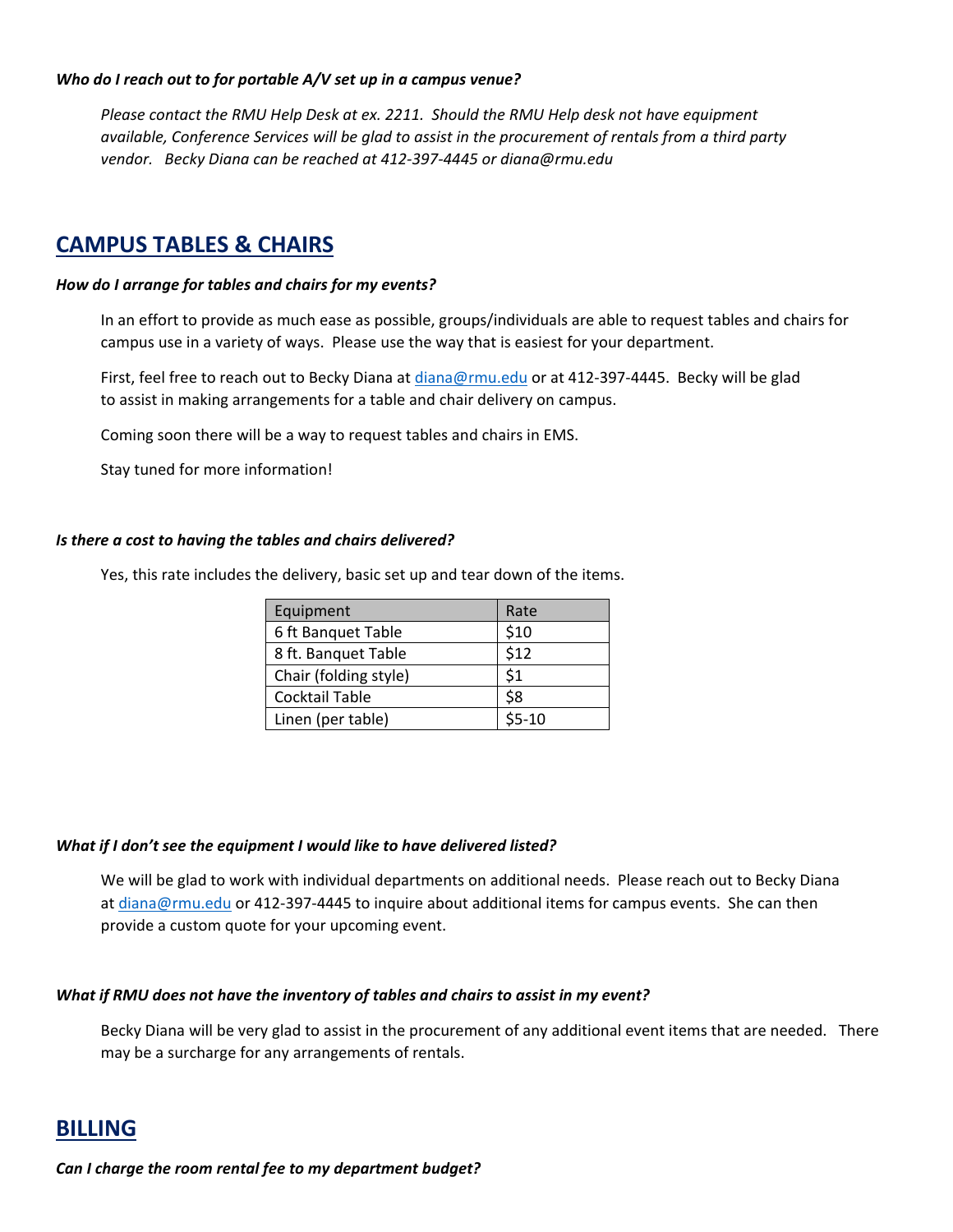***Who do I reach out to for portable A/V set up in a campus venue?***

*Please contact the RMU Help Desk at ex. 2211. Should the RMU Help desk not have equipment available, Conference Services will be glad to assist in the procurement of rentals from a third party vendor. Becky Diana can be reached at 412-397-4445 or diana@rmu.edu*

## CAMPUS TABLES & CHAIRS

***How do I arrange for tables and chairs for my events?***

In an effort to provide as much ease as possible, groups/individuals are able to request tables and chairs for campus use in a variety of ways. Please use the way that is easiest for your department.

First, feel free to reach out to Becky Diana at diana@rmu.edu or at 412-397-4445. Becky will be glad to assist in making arrangements for a table and chair delivery on campus.

Coming soon there will be a way to request tables and chairs in EMS.

Stay tuned for more information!

***Is there a cost to having the tables and chairs delivered?***

Yes, this rate includes the delivery, basic set up and tear down of the items.

| Equipment | Rate |
|---|---|
| 6 ft Banquet Table | $10 |
| 8 ft. Banquet Table | $12 |
| Chair (folding style) | $1 |
| Cocktail Table | $8 |
| Linen (per table) | $5-10 |

***What if I don't see the equipment I would like to have delivered listed?***

We will be glad to work with individual departments on additional needs. Please reach out to Becky Diana at diana@rmu.edu or 412-397-4445 to inquire about additional items for campus events. She can then provide a custom quote for your upcoming event.

***What if RMU does not have the inventory of tables and chairs to assist in my event?***

Becky Diana will be very glad to assist in the procurement of any additional event items that are needed. There may be a surcharge for any arrangements of rentals.

## BILLING

***Can I charge the room rental fee to my department budget?***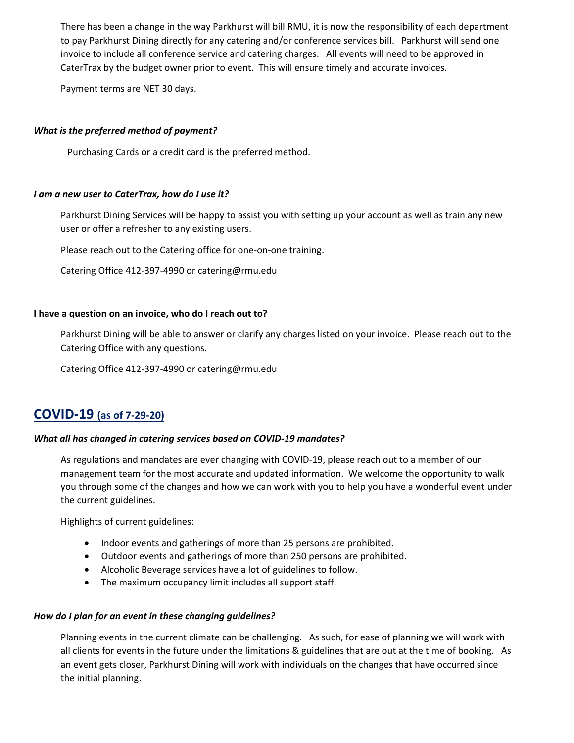There has been a change in the way Parkhurst will bill RMU, it is now the responsibility of each department to pay Parkhurst Dining directly for any catering and/or conference services bill. Parkhurst will send one invoice to include all conference service and catering charges. All events will need to be approved in CaterTrax by the budget owner prior to event. This will ensure timely and accurate invoices.

Payment terms are NET 30 days.

***What is the preferred method of payment?***

Purchasing Cards or a credit card is the preferred method.

***I am a new user to CaterTrax, how do I use it?***

Parkhurst Dining Services will be happy to assist you with setting up your account as well as train any new user or offer a refresher to any existing users.

Please reach out to the Catering office for one-on-one training.

Catering Office 412-397-4990 or catering@rmu.edu

**I have a question on an invoice, who do I reach out to?**

Parkhurst Dining will be able to answer or clarify any charges listed on your invoice. Please reach out to the Catering Office with any questions.

Catering Office 412-397-4990 or catering@rmu.edu

## COVID-19 (as of 7-29-20)

***What all has changed in catering services based on COVID-19 mandates?***

As regulations and mandates are ever changing with COVID-19, please reach out to a member of our management team for the most accurate and updated information. We welcome the opportunity to walk you through some of the changes and how we can work with you to help you have a wonderful event under the current guidelines.

Highlights of current guidelines:

- Indoor events and gatherings of more than 25 persons are prohibited.
- Outdoor events and gatherings of more than 250 persons are prohibited.
- Alcoholic Beverage services have a lot of guidelines to follow.
- The maximum occupancy limit includes all support staff.

***How do I plan for an event in these changing guidelines?***

Planning events in the current climate can be challenging. As such, for ease of planning we will work with all clients for events in the future under the limitations & guidelines that are out at the time of booking. As an event gets closer, Parkhurst Dining will work with individuals on the changes that have occurred since the initial planning.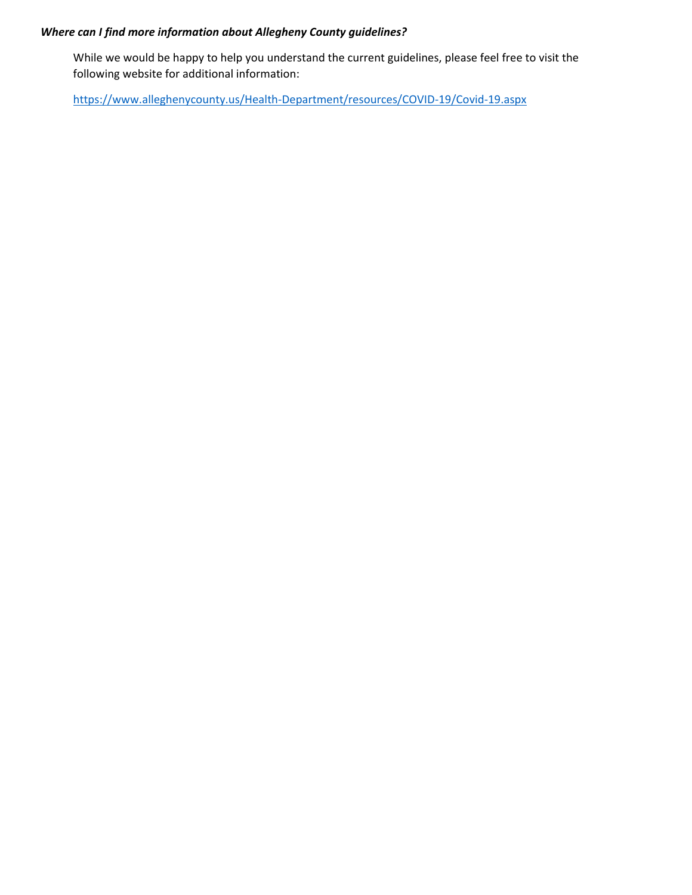***Where can I find more information about Allegheny County guidelines?***

While we would be happy to help you understand the current guidelines, please feel free to visit the following website for additional information:

https://www.alleghenycounty.us/Health-Department/resources/COVID-19/Covid-19.aspx